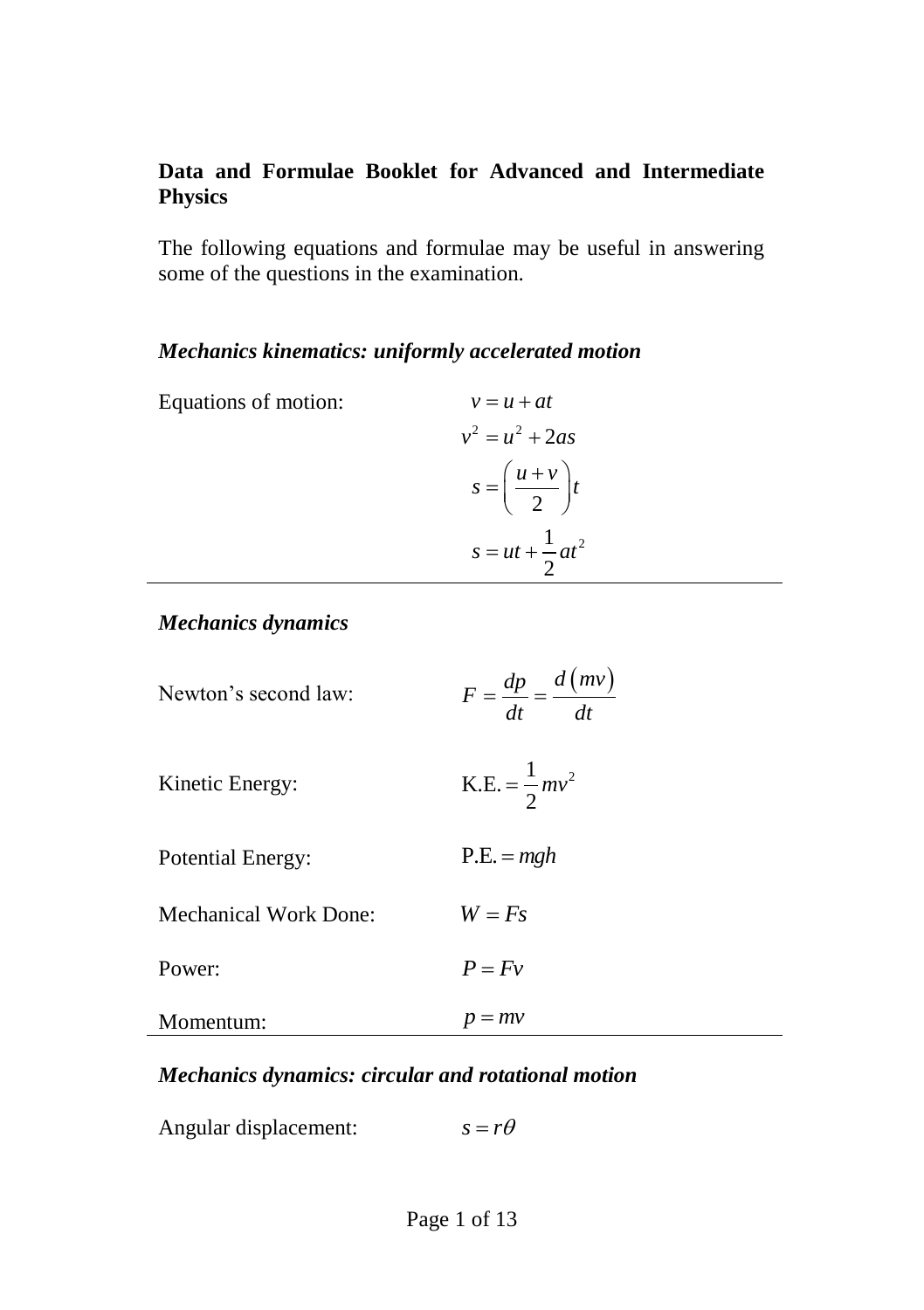## Data and Formulae Booklet for Advanced and Intermediate Physics

The following equations and formulae may be useful in answering some of the questions in the examination.

### *Mechanics kinematics: uniformly accelerated motion*

Equations of motion:

$$v = u + at$$

$$v^2 = u^2 + 2as$$

$$s = \left(\frac{u+v}{2}\right)t$$

$$s = ut + \frac{1}{2}at^2$$

---

### *Mechanics dynamics*

Newton's second law: $F = \dfrac{dp}{dt} = \dfrac{d(mv)}{dt}$

Kinetic Energy: $\text{K.E.} = \dfrac{1}{2}mv^2$

Potential Energy: $\text{P.E.} = mgh$

Mechanical Work Done: $W = Fs$

Power: $P = Fv$

Momentum: $p = mv$

---

### *Mechanics dynamics: circular and rotational motion*

Angular displacement: $s = r\theta$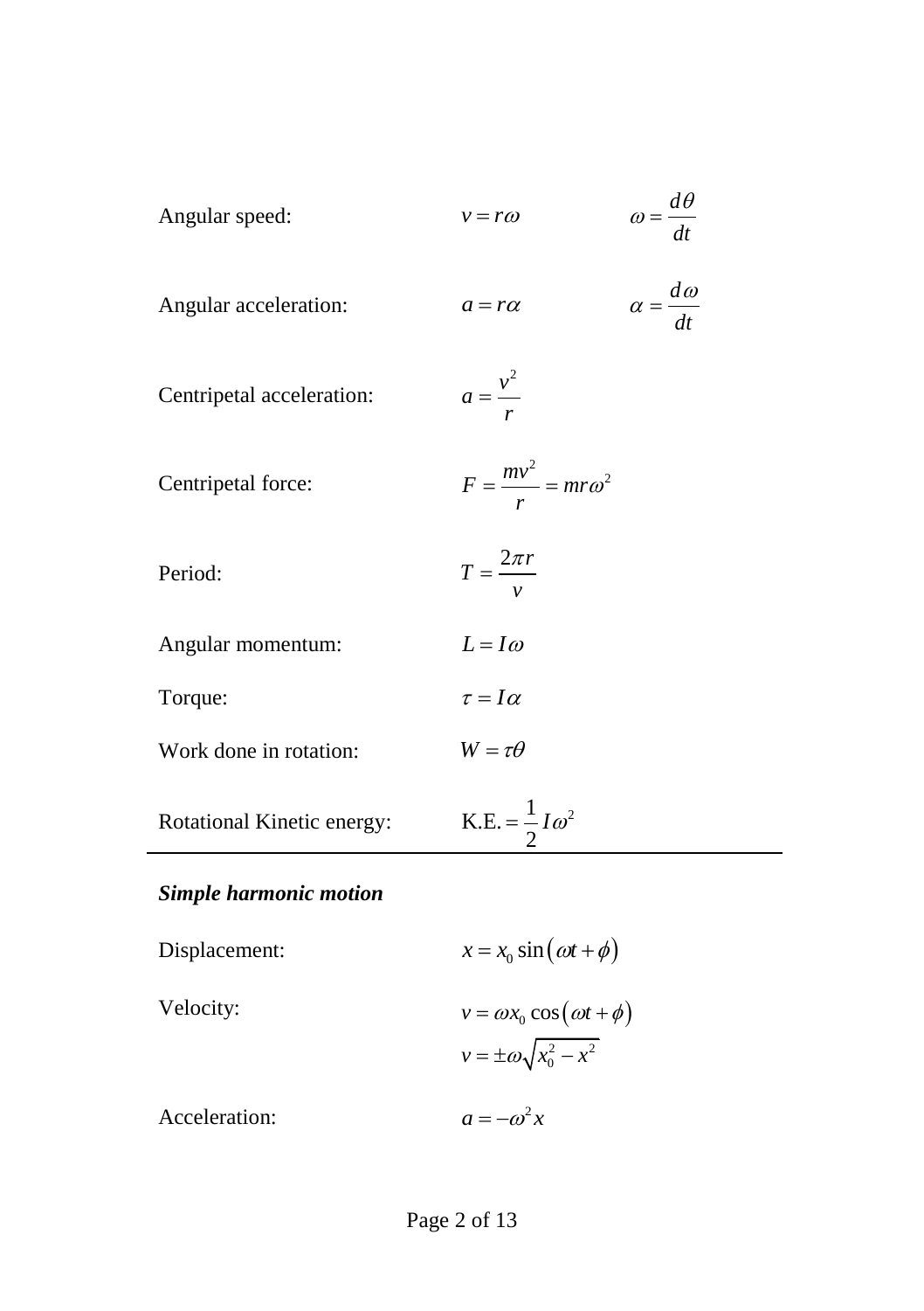Angular speed: $v = r\omega$ $\omega = \frac{d\theta}{dt}$

Angular acceleration: $a = r\alpha$ $\alpha = \frac{d\omega}{dt}$

Centripetal acceleration: $a = \frac{v^2}{r}$

Centripetal force: $F = \frac{mv^2}{r} = mr\omega^2$

Period: $T = \frac{2\pi r}{v}$

Angular momentum: $L = I\omega$

Torque: $\tau = I\alpha$

Work done in rotation: $W = \tau\theta$

Rotational Kinetic energy: $\text{K.E.} = \frac{1}{2} I\omega^2$

---

***Simple harmonic motion***

Displacement: $x = x_0 \sin(\omega t + \phi)$

Velocity: $v = \omega x_0 \cos(\omega t + \phi)$

$v = \pm\omega\sqrt{x_0^2 - x^2}$

Acceleration: $a = -\omega^2 x$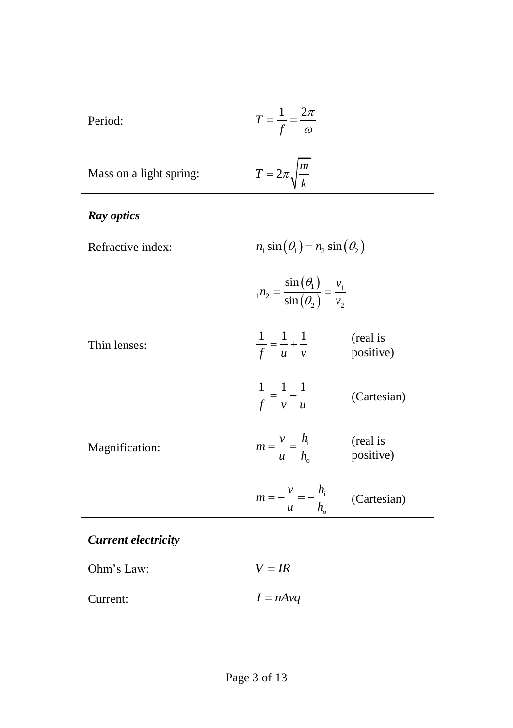Period: $T = \dfrac{1}{f} = \dfrac{2\pi}{\omega}$

Mass on a light spring: $T = 2\pi\sqrt{\dfrac{m}{k}}$

---

### *Ray optics*

Refractive index: $n_1 \sin(\theta_1) = n_2 \sin(\theta_2)$

$${}_1n_2 = \frac{\sin(\theta_1)}{\sin(\theta_2)} = \frac{v_1}{v_2}$$

Thin lenses: $\dfrac{1}{f} = \dfrac{1}{u} + \dfrac{1}{v}$ (real is positive)

$\dfrac{1}{f} = \dfrac{1}{v} - \dfrac{1}{u}$ (Cartesian)

Magnification: $m = \dfrac{v}{u} = \dfrac{h_i}{h_o}$ (real is positive)

$m = -\dfrac{v}{u} = -\dfrac{h_i}{h_o}$ (Cartesian)

---

### *Current electricity*

Ohm's Law: $V = IR$

Current: $I = nAvq$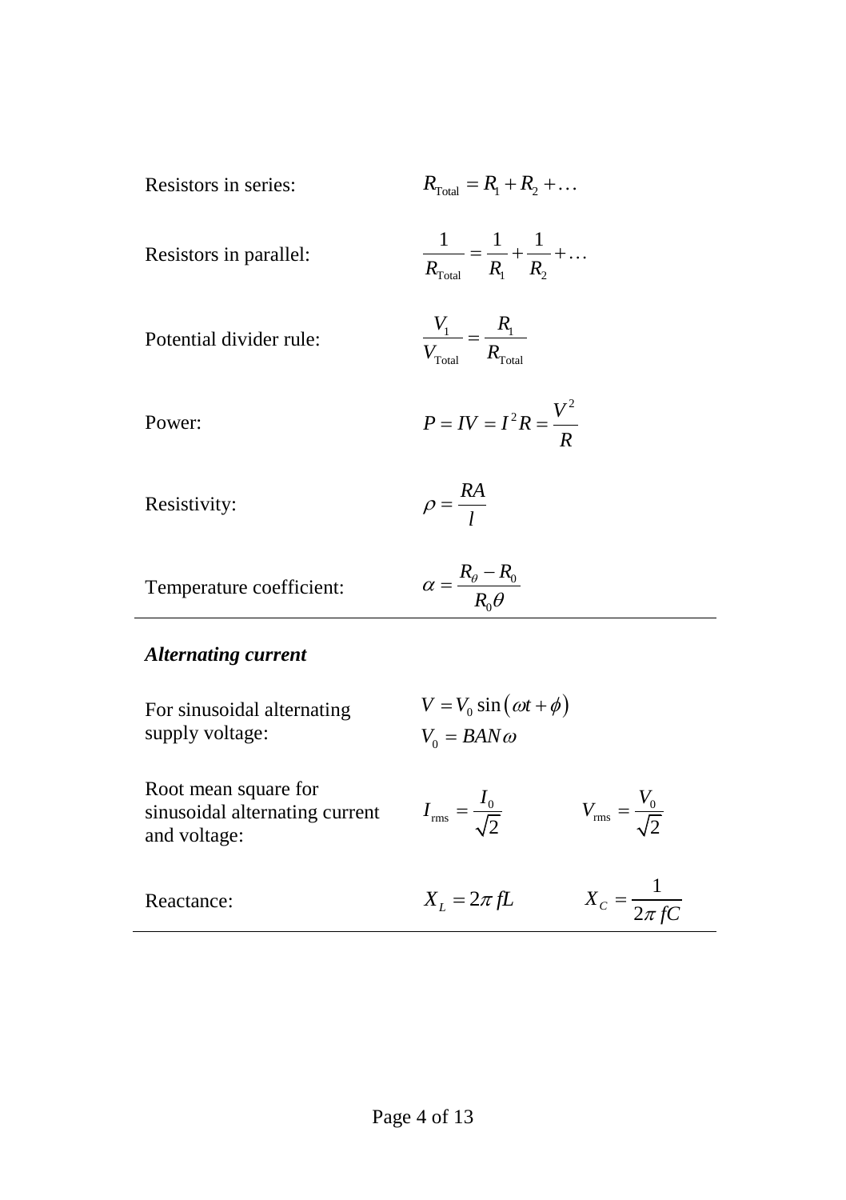| | |
|---|---|
| Resistors in series: | $R_{\text{Total}} = R_1 + R_2 + \ldots$ |
| Resistors in parallel: | $\dfrac{1}{R_{\text{Total}}} = \dfrac{1}{R_1} + \dfrac{1}{R_2} + \ldots$ |
| Potential divider rule: | $\dfrac{V_1}{V_{\text{Total}}} = \dfrac{R_1}{R_{\text{Total}}}$ |
| Power: | $P = IV = I^2 R = \dfrac{V^2}{R}$ |
| Resistivity: | $\rho = \dfrac{RA}{l}$ |
| Temperature coefficient: | $\alpha = \dfrac{R_\theta - R_0}{R_0 \theta}$ |

### *Alternating current*

| | | |
|---|---|---|
| For sinusoidal alternating supply voltage: | $V = V_0 \sin(\omega t + \phi)$<br>$V_0 = BAN\omega$ | |
| Root mean square for sinusoidal alternating current and voltage: | $I_{\text{rms}} = \dfrac{I_0}{\sqrt{2}}$ | $V_{\text{rms}} = \dfrac{V_0}{\sqrt{2}}$ |
| Reactance: | $X_L = 2\pi fL$ | $X_C = \dfrac{1}{2\pi fC}$ |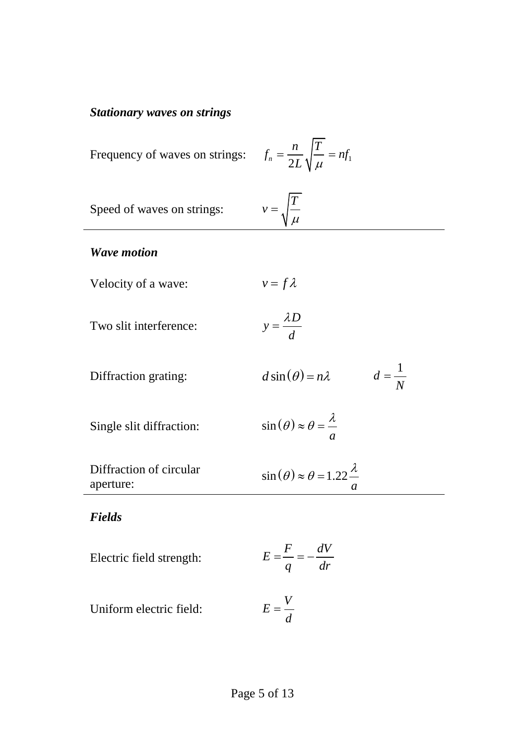***Stationary waves on strings***

Frequency of waves on strings: $f_n = \frac{n}{2L}\sqrt{\frac{T}{\mu}} = nf_1$

Speed of waves on strings: $v = \sqrt{\frac{T}{\mu}}$

---

***Wave motion***

Velocity of a wave: $v = f\lambda$

Two slit interference: $y = \frac{\lambda D}{d}$

Diffraction grating: $d\sin(\theta) = n\lambda \qquad d = \frac{1}{N}$

Single slit diffraction: $\sin(\theta) \approx \theta = \frac{\lambda}{a}$

Diffraction of circular aperture: $\sin(\theta) \approx \theta = 1.22\frac{\lambda}{a}$

---

***Fields***

Electric field strength: $E = \frac{F}{q} = -\frac{dV}{dr}$

Uniform electric field: $E = \frac{V}{d}$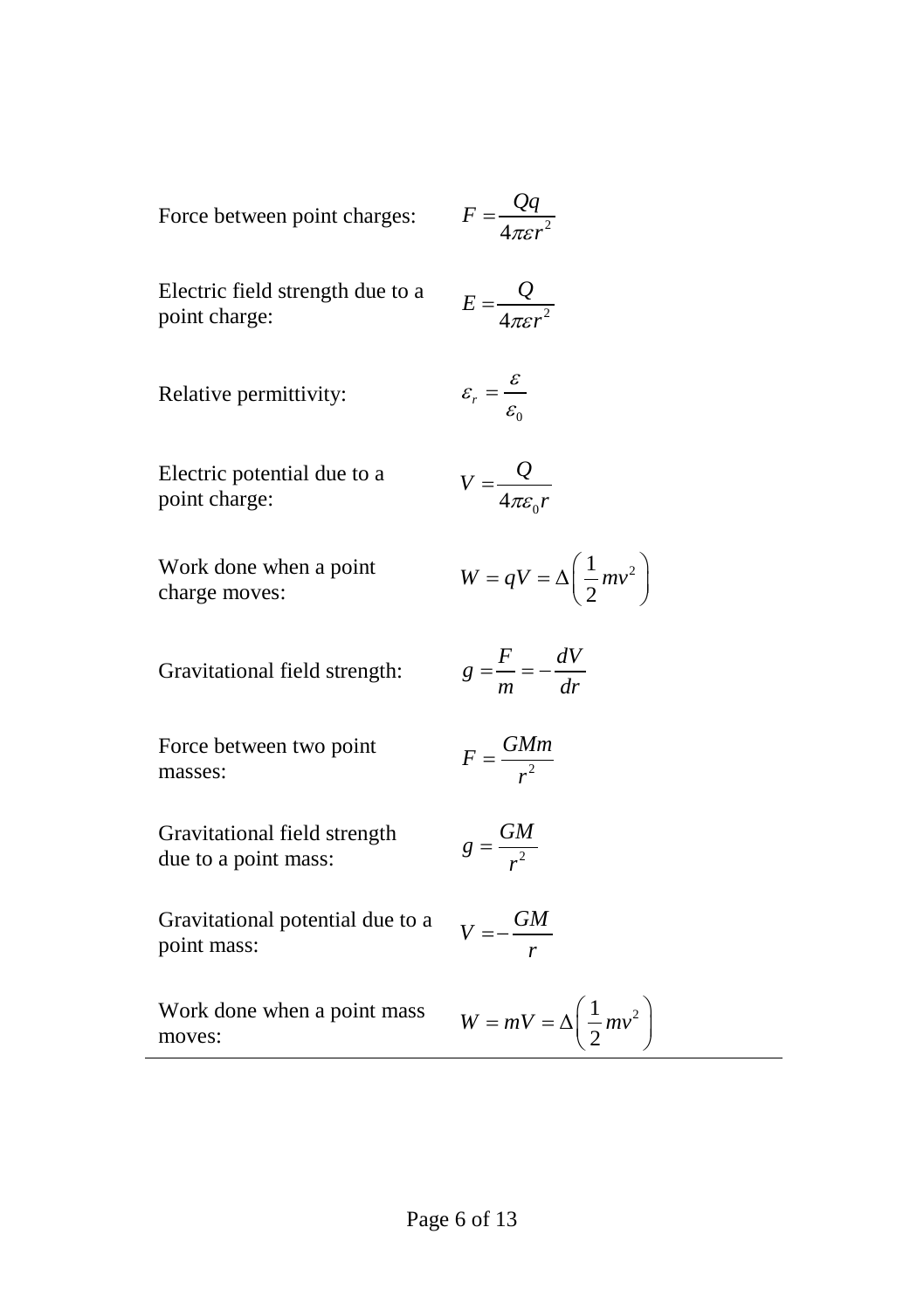Force between point charges: $F = \dfrac{Qq}{4\pi\varepsilon r^2}$

Electric field strength due to a point charge: $E = \dfrac{Q}{4\pi\varepsilon r^2}$

Relative permittivity: $\varepsilon_r = \dfrac{\varepsilon}{\varepsilon_0}$

Electric potential due to a point charge: $V = \dfrac{Q}{4\pi\varepsilon_0 r}$

Work done when a point charge moves: $W = qV = \Delta\left(\dfrac{1}{2}mv^2\right)$

Gravitational field strength: $g = \dfrac{F}{m} = -\dfrac{dV}{dr}$

Force between two point masses: $F = \dfrac{GMm}{r^2}$

Gravitational field strength due to a point mass: $g = \dfrac{GM}{r^2}$

Gravitational potential due to a point mass: $V = -\dfrac{GM}{r}$

Work done when a point mass moves: $W = mV = \Delta\left(\dfrac{1}{2}mv^2\right)$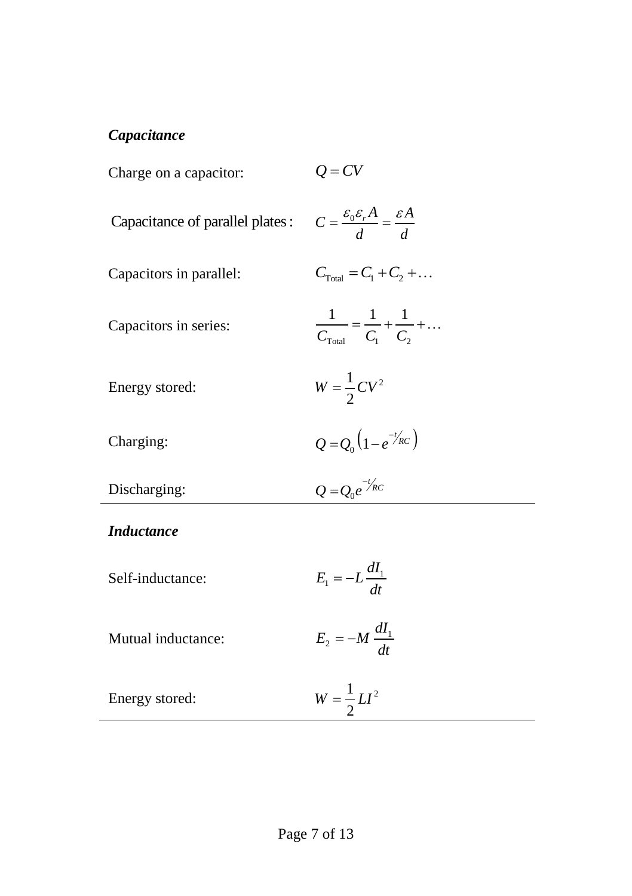### *Capacitance*

Charge on a capacitor: $Q = CV$

Capacitance of parallel plates: $C = \frac{\varepsilon_0 \varepsilon_r A}{d} = \frac{\varepsilon A}{d}$

Capacitors in parallel: $C_{\text{Total}} = C_1 + C_2 + \ldots$

Capacitors in series: $\frac{1}{C_{\text{Total}}} = \frac{1}{C_1} + \frac{1}{C_2} + \ldots$

Energy stored: $W = \frac{1}{2} CV^2$

Charging: $Q = Q_0 \left(1 - e^{-t/RC}\right)$

Discharging: $Q = Q_0 e^{-t/RC}$

---

### *Inductance*

Self-inductance: $E_1 = -L \frac{dI_1}{dt}$

Mutual inductance: $E_2 = -M \frac{dI_1}{dt}$

Energy stored: $W = \frac{1}{2} LI^2$

---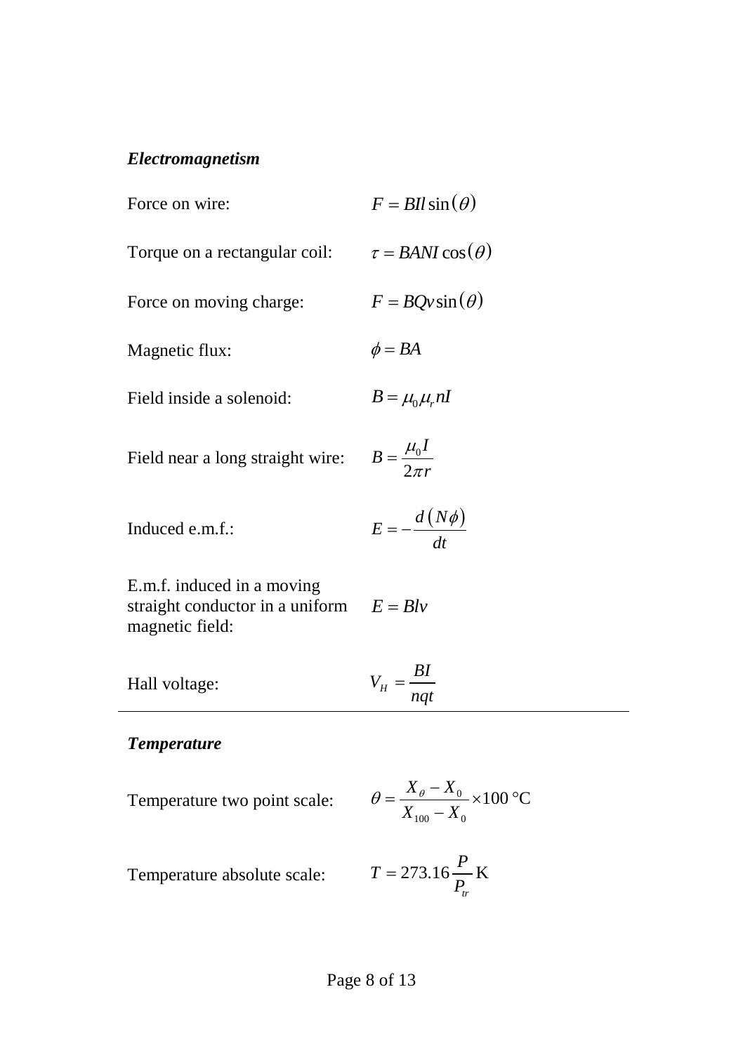### *Electromagnetism*

| | |
|---|---|
| Force on wire: | $F = BIl\sin(\theta)$ |
| Torque on a rectangular coil: | $\tau = BANI\cos(\theta)$ |
| Force on moving charge: | $F = BQv\sin(\theta)$ |
| Magnetic flux: | $\phi = BA$ |
| Field inside a solenoid: | $B = \mu_0 \mu_r nI$ |
| Field near a long straight wire: | $B = \dfrac{\mu_0 I}{2\pi r}$ |
| Induced e.m.f.: | $E = -\dfrac{d(N\phi)}{dt}$ |
| E.m.f. induced in a moving straight conductor in a uniform magnetic field: | $E = Blv$ |
| Hall voltage: | $V_H = \dfrac{BI}{nqt}$ |

### *Temperature*

| | |
|---|---|
| Temperature two point scale: | $\theta = \dfrac{X_\theta - X_0}{X_{100} - X_0} \times 100\ °\text{C}$ |
| Temperature absolute scale: | $T = 273.16\dfrac{P}{P_{tr}}\ \text{K}$ |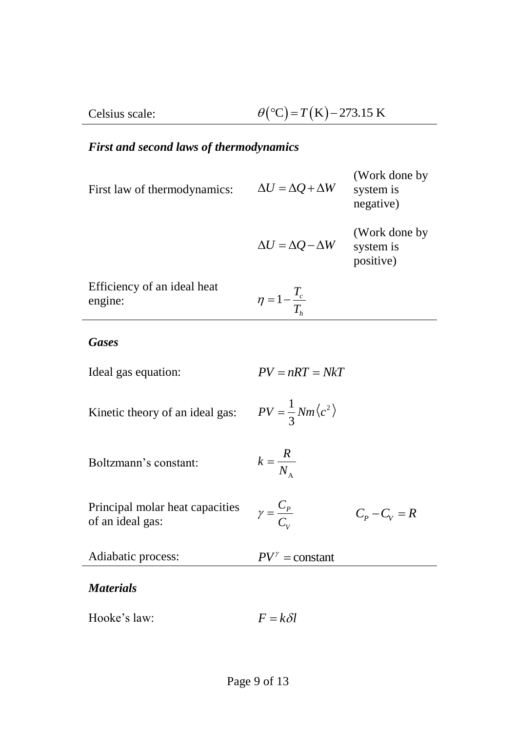| | | |
|---|---|---|
| Celsius scale: | $\theta(°\text{C}) = T(\text{K}) - 273.15\ \text{K}$ | |

### *First and second laws of thermodynamics*

| | | |
|---|---|---|
| First law of thermodynamics: | $\Delta U = \Delta Q + \Delta W$ | (Work done by system is negative) |
| | $\Delta U = \Delta Q - \Delta W$ | (Work done by system is positive) |
| Efficiency of an ideal heat engine: | $\eta = 1 - \dfrac{T_c}{T_h}$ | |

### *Gases*

| | | |
|---|---|---|
| Ideal gas equation: | $PV = nRT = NkT$ | |
| Kinetic theory of an ideal gas: | $PV = \dfrac{1}{3} Nm\langle c^2 \rangle$ | |
| Boltzmann's constant: | $k = \dfrac{R}{N_\text{A}}$ | |
| Principal molar heat capacities of an ideal gas: | $\gamma = \dfrac{C_P}{C_V}$ | $C_P - C_V = R$ |
| Adiabatic process: | $PV^\gamma = \text{constant}$ | |

### *Materials*

| | | |
|---|---|---|
| Hooke's law: | $F = k\delta l$ | |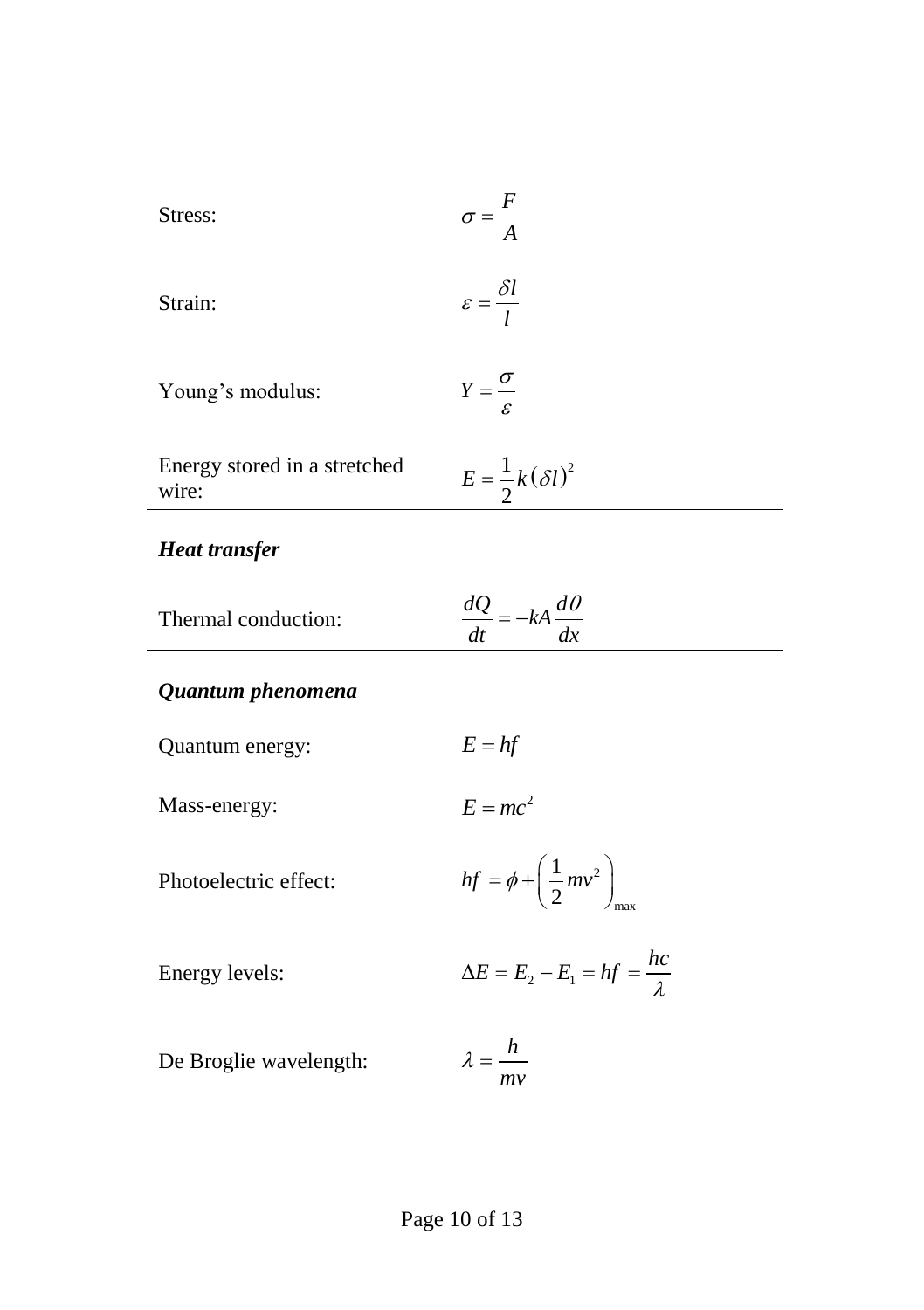| | |
|---|---|
| Stress: | $\sigma = \frac{F}{A}$ |
| Strain: | $\varepsilon = \frac{\delta l}{l}$ |
| Young's modulus: | $Y = \frac{\sigma}{\varepsilon}$ |
| Energy stored in a stretched wire: | $E = \frac{1}{2}k(\delta l)^2$ |

***Heat transfer***

| | |
|---|---|
| Thermal conduction: | $\frac{dQ}{dt} = -kA\frac{d\theta}{dx}$ |

***Quantum phenomena***

| | |
|---|---|
| Quantum energy: | $E = hf$ |
| Mass-energy: | $E = mc^2$ |
| Photoelectric effect: | $hf = \phi + \left(\frac{1}{2}mv^2\right)_{\max}$ |
| Energy levels: | $\Delta E = E_2 - E_1 = hf = \frac{hc}{\lambda}$ |
| De Broglie wavelength: | $\lambda = \frac{h}{mv}$ |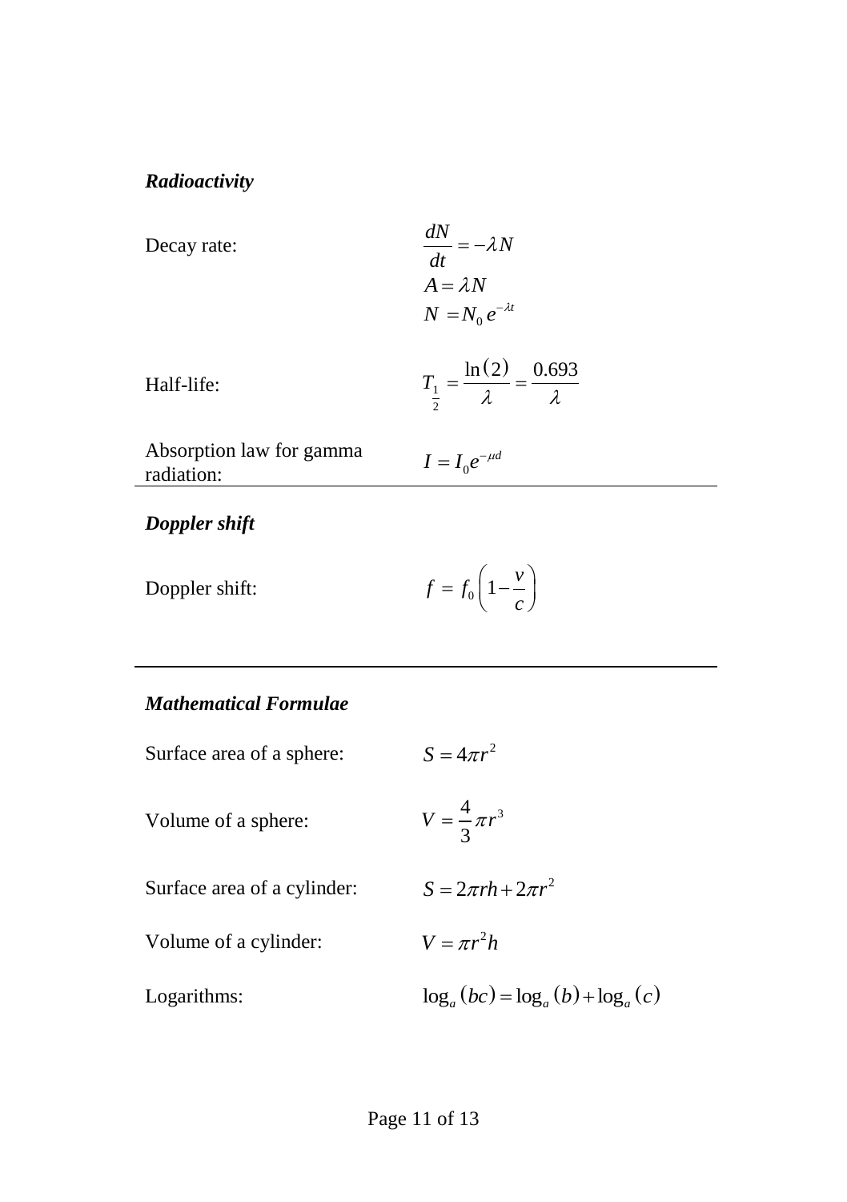### *Radioactivity*

| | |
|---|---|
| Decay rate: | $\frac{dN}{dt} = -\lambda N$<br>$A = \lambda N$<br>$N = N_0 e^{-\lambda t}$ |
| Half-life: | $T_{\frac{1}{2}} = \frac{\ln(2)}{\lambda} = \frac{0.693}{\lambda}$ |
| Absorption law for gamma radiation: | $I = I_0 e^{-\mu d}$ |

### *Doppler shift*

| | |
|---|---|
| Doppler shift: | $f = f_0 \left(1 - \frac{v}{c}\right)$ |

### *Mathematical Formulae*

| | |
|---|---|
| Surface area of a sphere: | $S = 4\pi r^2$ |
| Volume of a sphere: | $V = \frac{4}{3}\pi r^3$ |
| Surface area of a cylinder: | $S = 2\pi rh + 2\pi r^2$ |
| Volume of a cylinder: | $V = \pi r^2 h$ |
| Logarithms: | $\log_a(bc) = \log_a(b) + \log_a(c)$ |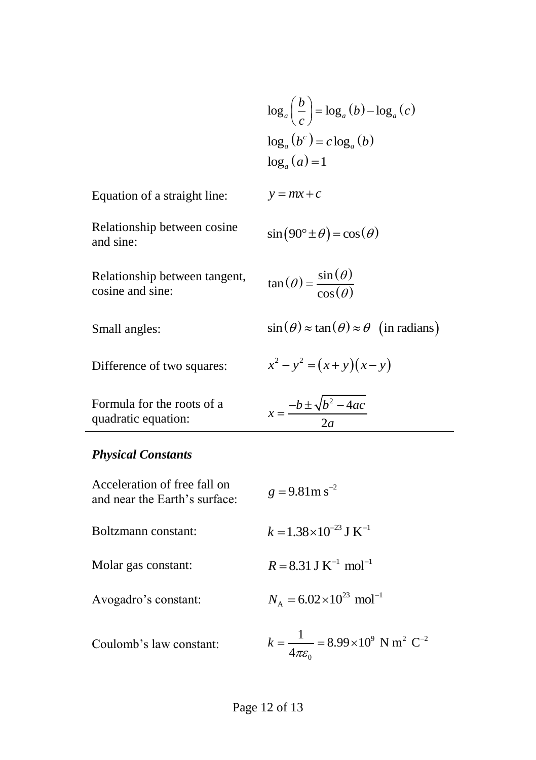$$\log_a\left(\frac{b}{c}\right) = \log_a(b) - \log_a(c)$$

$$\log_a\left(b^c\right) = c\log_a(b)$$

$$\log_a(a) = 1$$

Equation of a straight line: $y = mx + c$

Relationship between cosine and sine: $\sin\left(90° \pm \theta\right) = \cos(\theta)$

Relationship between tangent, cosine and sine: $\tan(\theta) = \dfrac{\sin(\theta)}{\cos(\theta)}$

Small angles: $\sin(\theta) \approx \tan(\theta) \approx \theta \;\; \left(\text{in radians}\right)$

Difference of two squares: $x^2 - y^2 = (x+y)(x-y)$

Formula for the roots of a quadratic equation: $x = \dfrac{-b \pm \sqrt{b^2 - 4ac}}{2a}$

---

### *Physical Constants*

Acceleration of free fall on and near the Earth's surface: $g = 9.81 \text{m s}^{-2}$

Boltzmann constant: $k = 1.38 \times 10^{-23} \text{ J K}^{-1}$

Molar gas constant: $R = 8.31 \text{ J K}^{-1} \text{ mol}^{-1}$

Avogadro's constant: $N_{\text{A}} = 6.02 \times 10^{23} \text{ mol}^{-1}$

Coulomb's law constant: $k = \dfrac{1}{4\pi\varepsilon_0} = 8.99 \times 10^9 \text{ N m}^2 \text{ C}^{-2}$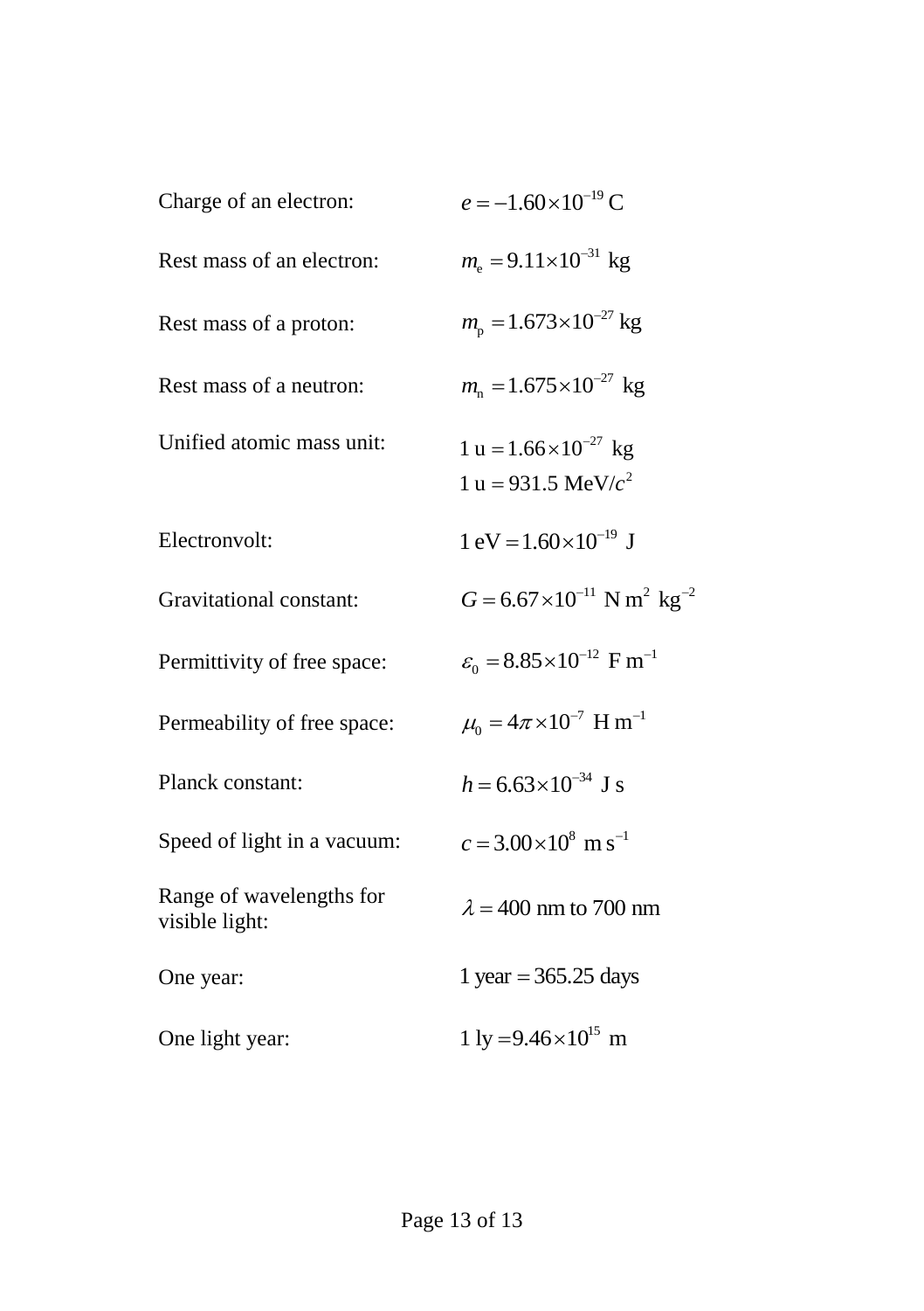| | |
|---|---|
| Charge of an electron: | $e = -1.60 \times 10^{-19}$ C |
| Rest mass of an electron: | $m_e = 9.11 \times 10^{-31}$ kg |
| Rest mass of a proton: | $m_p = 1.673 \times 10^{-27}$ kg |
| Rest mass of a neutron: | $m_n = 1.675 \times 10^{-27}$ kg |
| Unified atomic mass unit: | $1\ \text{u} = 1.66 \times 10^{-27}$ kg <br> $1\ \text{u} = 931.5\ \text{MeV}/c^2$ |
| Electronvolt: | $1\ \text{eV} = 1.60 \times 10^{-19}$ J |
| Gravitational constant: | $G = 6.67 \times 10^{-11}\ \text{N m}^2\ \text{kg}^{-2}$ |
| Permittivity of free space: | $\varepsilon_0 = 8.85 \times 10^{-12}\ \text{F m}^{-1}$ |
| Permeability of free space: | $\mu_0 = 4\pi \times 10^{-7}\ \text{H m}^{-1}$ |
| Planck constant: | $h = 6.63 \times 10^{-34}$ J s |
| Speed of light in a vacuum: | $c = 3.00 \times 10^{8}\ \text{m s}^{-1}$ |
| Range of wavelengths for visible light: | $\lambda = 400$ nm to 700 nm |
| One year: | 1 year = 365.25 days |
| One light year: | $1\ \text{ly} = 9.46 \times 10^{15}$ m |